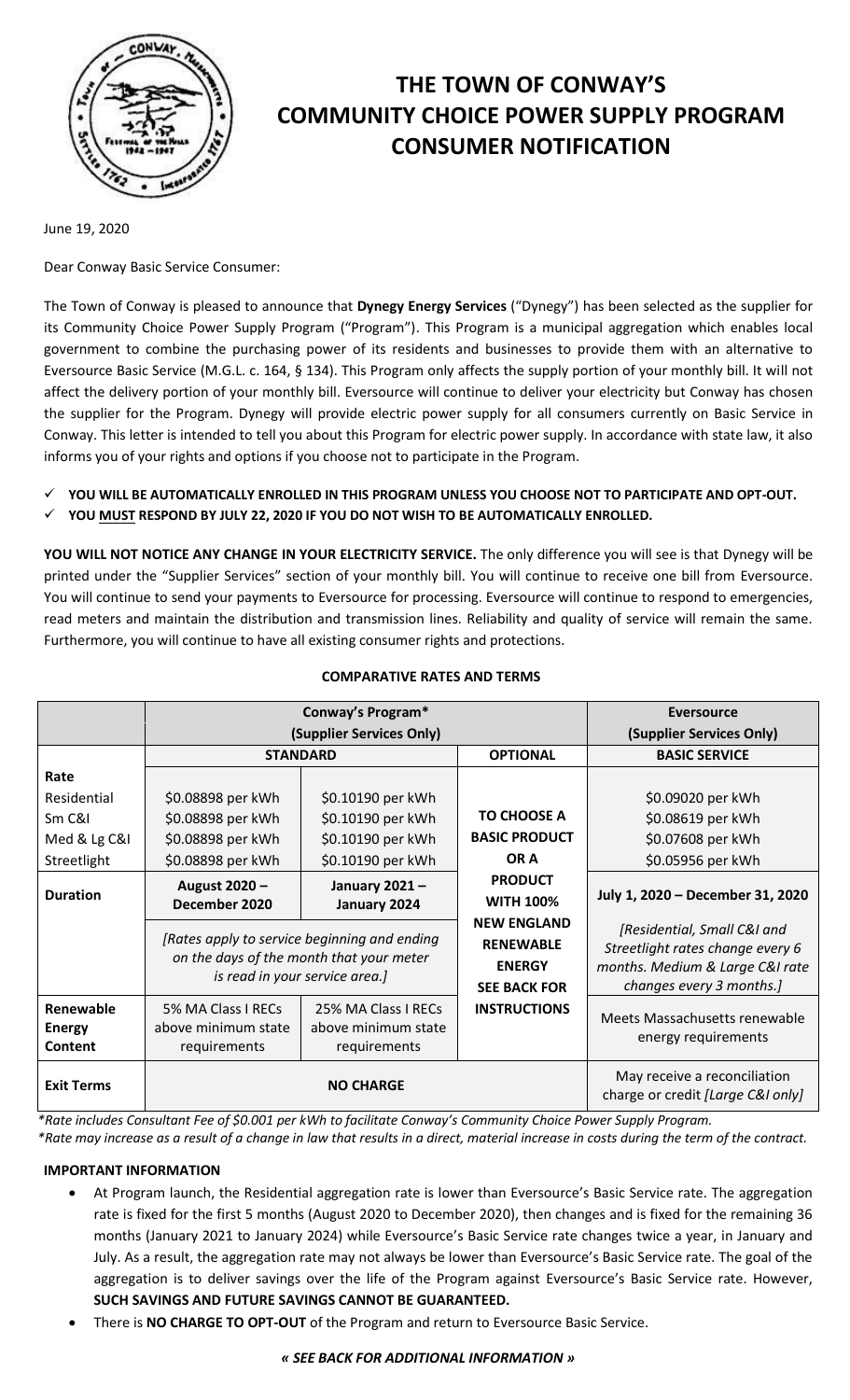# THE TOWN OF CONWAY'S COMMUNITY CHOICE POWER SUPPLY PROGRAM CONSUMER NOTIFICATION

June 19, 2020

Dear Conway Basic Service Consumer:

The Town of Conway is pleased to announce that **Dynegy Energy Services** ("Dynegy") has been selected as the supplier for its Community Choice Power Supply Program ("Program"). This Program is a municipal aggregation which enables local government to combine the purchasing power of its residents and businesses to provide them with an alternative to Eversource Basic Service (M.G.L. c. 164, § 134). This Program only affects the supply portion of your monthly bill. It will not affect the delivery portion of your monthly bill. Eversource will continue to deliver your electricity but Conway has chosen the supplier for the Program. Dynegy will provide electric power supply for all consumers currently on Basic Service in Conway. This letter is intended to tell you about this Program for electric power supply. In accordance with state law, it also informs you of your rights and options if you choose not to participate in the Program.

- ✓ **YOU WILL BE AUTOMATICALLY ENROLLED IN THIS PROGRAM UNLESS YOU CHOOSE NOT TO PARTICIPATE AND OPT-OUT.**
- ✓ **YOU MUST RESPOND BY JULY 22, 2020 IF YOU DO NOT WISH TO BE AUTOMATICALLY ENROLLED.**

**YOU WILL NOT NOTICE ANY CHANGE IN YOUR ELECTRICITY SERVICE.** The only difference you will see is that Dynegy will be printed under the "Supplier Services" section of your monthly bill. You will continue to receive one bill from Eversource. You will continue to send your payments to Eversource for processing. Eversource will continue to respond to emergencies, read meters and maintain the distribution and transmission lines. Reliability and quality of service will remain the same. Furthermore, you will continue to have all existing consumer rights and protections.

**COMPARATIVE RATES AND TERMS**

| | Conway's Program* (Supplier Services Only) | | | Eversource (Supplier Services Only) |
|---|---|---|---|---|
| | **STANDARD** | | **OPTIONAL** | **BASIC SERVICE** |
| **Rate** | | | | |
| Residential | $0.08898 per kWh | $0.10190 per kWh | **TO CHOOSE A BASIC PRODUCT OR A PRODUCT WITH 100% NEW ENGLAND RENEWABLE ENERGY SEE BACK FOR INSTRUCTIONS** | $0.09020 per kWh |
| Sm C&I | $0.08898 per kWh | $0.10190 per kWh | | $0.08619 per kWh |
| Med & Lg C&I | $0.08898 per kWh | $0.10190 per kWh | | $0.07608 per kWh |
| Streetlight | $0.08898 per kWh | $0.10190 per kWh | | $0.05956 per kWh |
| **Duration** | **August 2020 – December 2020** | **January 2021 – January 2024** | | **July 1, 2020 – December 31, 2020** |
| | *[Rates apply to service beginning and ending on the days of the month that your meter is read in your service area.]* | | | *[Residential, Small C&I and Streetlight rates change every 6 months. Medium & Large C&I rate changes every 3 months.]* |
| **Renewable Energy Content** | 5% MA Class I RECs above minimum state requirements | 25% MA Class I RECs above minimum state requirements | | Meets Massachusetts renewable energy requirements |
| **Exit Terms** | **NO CHARGE** | | | May receive a reconciliation charge or credit *[Large C&I only]* |

*\*Rate includes Consultant Fee of $0.001 per kWh to facilitate Conway's Community Choice Power Supply Program.*
*\*Rate may increase as a result of a change in law that results in a direct, material increase in costs during the term of the contract.*

**IMPORTANT INFORMATION**

- At Program launch, the Residential aggregation rate is lower than Eversource's Basic Service rate. The aggregation rate is fixed for the first 5 months (August 2020 to December 2020), then changes and is fixed for the remaining 36 months (January 2021 to January 2024) while Eversource's Basic Service rate changes twice a year, in January and July. As a result, the aggregation rate may not always be lower than Eversource's Basic Service rate. The goal of the aggregation is to deliver savings over the life of the Program against Eversource's Basic Service rate. However, **SUCH SAVINGS AND FUTURE SAVINGS CANNOT BE GUARANTEED.**
- There is **NO CHARGE TO OPT-OUT** of the Program and return to Eversource Basic Service.

***« SEE BACK FOR ADDITIONAL INFORMATION »***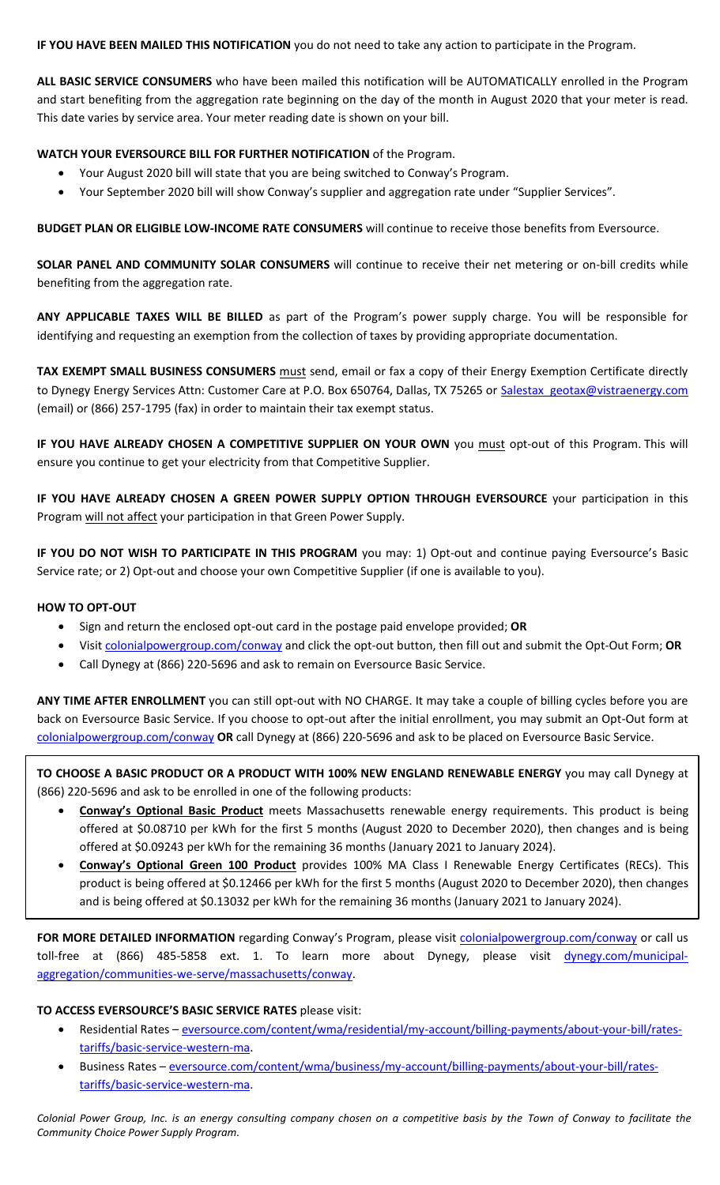**IF YOU HAVE BEEN MAILED THIS NOTIFICATION** you do not need to take any action to participate in the Program.

**ALL BASIC SERVICE CONSUMERS** who have been mailed this notification will be AUTOMATICALLY enrolled in the Program and start benefiting from the aggregation rate beginning on the day of the month in August 2020 that your meter is read. This date varies by service area. Your meter reading date is shown on your bill.

**WATCH YOUR EVERSOURCE BILL FOR FURTHER NOTIFICATION** of the Program.

- Your August 2020 bill will state that you are being switched to Conway's Program.
- Your September 2020 bill will show Conway's supplier and aggregation rate under "Supplier Services".

**BUDGET PLAN OR ELIGIBLE LOW-INCOME RATE CONSUMERS** will continue to receive those benefits from Eversource.

**SOLAR PANEL AND COMMUNITY SOLAR CONSUMERS** will continue to receive their net metering or on-bill credits while benefiting from the aggregation rate.

**ANY APPLICABLE TAXES WILL BE BILLED** as part of the Program's power supply charge. You will be responsible for identifying and requesting an exemption from the collection of taxes by providing appropriate documentation.

**TAX EXEMPT SMALL BUSINESS CONSUMERS** must send, email or fax a copy of their Energy Exemption Certificate directly to Dynegy Energy Services Attn: Customer Care at P.O. Box 650764, Dallas, TX 75265 or Salestax_geotax@vistraenergy.com (email) or (866) 257-1795 (fax) in order to maintain their tax exempt status.

**IF YOU HAVE ALREADY CHOSEN A COMPETITIVE SUPPLIER ON YOUR OWN** you must opt-out of this Program. This will ensure you continue to get your electricity from that Competitive Supplier.

**IF YOU HAVE ALREADY CHOSEN A GREEN POWER SUPPLY OPTION THROUGH EVERSOURCE** your participation in this Program will not affect your participation in that Green Power Supply.

**IF YOU DO NOT WISH TO PARTICIPATE IN THIS PROGRAM** you may: 1) Opt-out and continue paying Eversource's Basic Service rate; or 2) Opt-out and choose your own Competitive Supplier (if one is available to you).

**HOW TO OPT-OUT**

- Sign and return the enclosed opt-out card in the postage paid envelope provided; **OR**
- Visit colonialpowergroup.com/conway and click the opt-out button, then fill out and submit the Opt-Out Form; **OR**
- Call Dynegy at (866) 220-5696 and ask to remain on Eversource Basic Service.

**ANY TIME AFTER ENROLLMENT** you can still opt-out with NO CHARGE. It may take a couple of billing cycles before you are back on Eversource Basic Service. If you choose to opt-out after the initial enrollment, you may submit an Opt-Out form at colonialpowergroup.com/conway **OR** call Dynegy at (866) 220-5696 and ask to be placed on Eversource Basic Service.

**TO CHOOSE A BASIC PRODUCT OR A PRODUCT WITH 100% NEW ENGLAND RENEWABLE ENERGY** you may call Dynegy at (866) 220-5696 and ask to be enrolled in one of the following products:

- **Conway's Optional Basic Product** meets Massachusetts renewable energy requirements. This product is being offered at $0.08710 per kWh for the first 5 months (August 2020 to December 2020), then changes and is being offered at $0.09243 per kWh for the remaining 36 months (January 2021 to January 2024).
- **Conway's Optional Green 100 Product** provides 100% MA Class I Renewable Energy Certificates (RECs). This product is being offered at $0.12466 per kWh for the first 5 months (August 2020 to December 2020), then changes and is being offered at $0.13032 per kWh for the remaining 36 months (January 2021 to January 2024).

**FOR MORE DETAILED INFORMATION** regarding Conway's Program, please visit colonialpowergroup.com/conway or call us toll-free at (866) 485-5858 ext. 1. To learn more about Dynegy, please visit dynegy.com/municipal-aggregation/communities-we-serve/massachusetts/conway.

**TO ACCESS EVERSOURCE'S BASIC SERVICE RATES** please visit:

- Residential Rates – eversource.com/content/wma/residential/my-account/billing-payments/about-your-bill/rates-tariffs/basic-service-western-ma.
- Business Rates – eversource.com/content/wma/business/my-account/billing-payments/about-your-bill/rates-tariffs/basic-service-western-ma.

*Colonial Power Group, Inc. is an energy consulting company chosen on a competitive basis by the Town of Conway to facilitate the Community Choice Power Supply Program.*